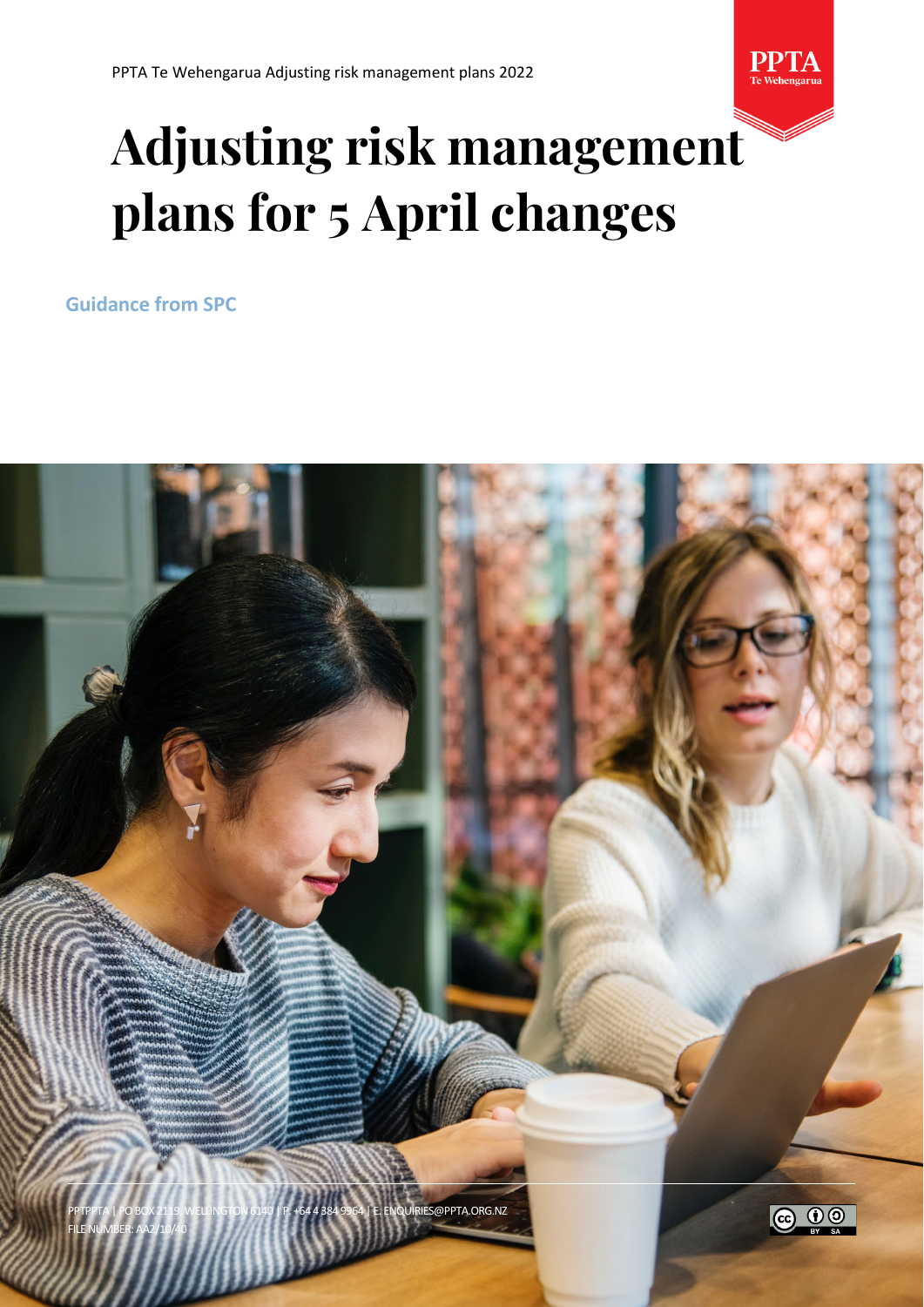# Adjusting risk management plans for 5 April changes

**Guidance from SPC**

PPTPPTA | PO BOX 2119, WELLINGTON 6140 | P. +64 4 384 9964 | E. ENQUIRIES@PPTA.ORG.NZ
FILE NUMBER: AA2/10/40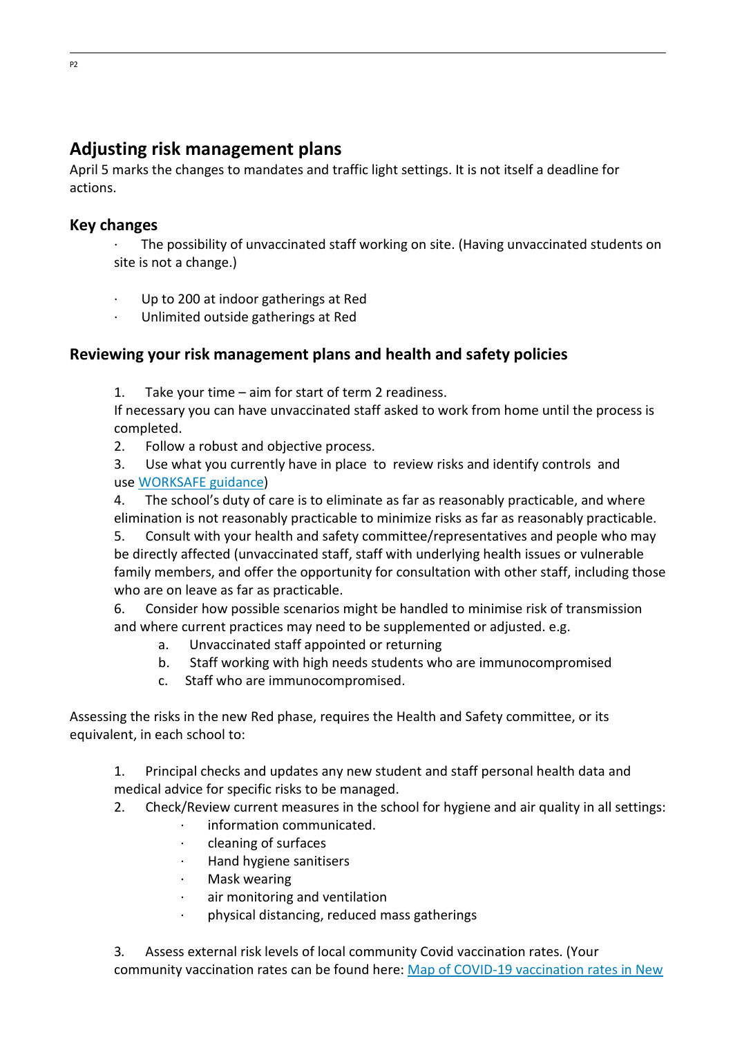## Adjusting risk management plans

April 5 marks the changes to mandates and traffic light settings. It is not itself a deadline for actions.

### Key changes

- The possibility of unvaccinated staff working on site. (Having unvaccinated students on site is not a change.)

- Up to 200 at indoor gatherings at Red
- Unlimited outside gatherings at Red

### Reviewing your risk management plans and health and safety policies

1. Take your time – aim for start of term 2 readiness.
If necessary you can have unvaccinated staff asked to work from home until the process is completed.
2. Follow a robust and objective process.
3. Use what you currently have in place to review risks and identify controls and use [WORKSAFE guidance](WORKSAFE guidance))
4. The school's duty of care is to eliminate as far as reasonably practicable, and where elimination is not reasonably practicable to minimize risks as far as reasonably practicable.
5. Consult with your health and safety committee/representatives and people who may be directly affected (unvaccinated staff, staff with underlying health issues or vulnerable family members, and offer the opportunity for consultation with other staff, including those who are on leave as far as practicable.
6. Consider how possible scenarios might be handled to minimise risk of transmission and where current practices may need to be supplemented or adjusted. e.g.
    a. Unvaccinated staff appointed or returning
    b. Staff working with high needs students who are immunocompromised
    c. Staff who are immunocompromised.

Assessing the risks in the new Red phase, requires the Health and Safety committee, or its equivalent, in each school to:

1. Principal checks and updates any new student and staff personal health data and medical advice for specific risks to be managed.
2. Check/Review current measures in the school for hygiene and air quality in all settings:
    - information communicated.
    - cleaning of surfaces
    - Hand hygiene sanitisers
    - Mask wearing
    - air monitoring and ventilation
    - physical distancing, reduced mass gatherings

3. Assess external risk levels of local community Covid vaccination rates. (Your community vaccination rates can be found here: Map of COVID-19 vaccination rates in New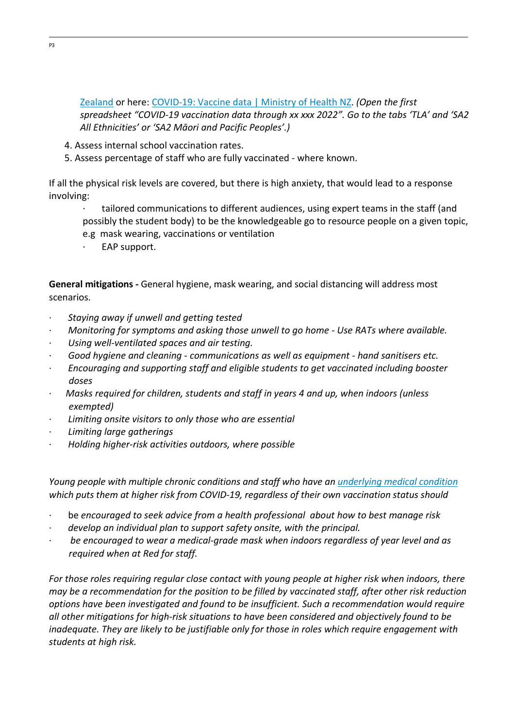Zealand or here: COVID-19: Vaccine data | Ministry of Health NZ. *(Open the first spreadsheet "COVID-19 vaccination data through xx xxx 2022". Go to the tabs 'TLA' and 'SA2 All Ethnicities' or 'SA2 Māori and Pacific Peoples'.)*

4. Assess internal school vaccination rates.
5. Assess percentage of staff who are fully vaccinated - where known.

If all the physical risk levels are covered, but there is high anxiety, that would lead to a response involving:

- tailored communications to different audiences, using expert teams in the staff (and possibly the student body) to be the knowledgeable go to resource people on a given topic, e.g mask wearing, vaccinations or ventilation
- EAP support.

**General mitigations -** General hygiene, mask wearing, and social distancing will address most scenarios.

- *Staying away if unwell and getting tested*
- *Monitoring for symptoms and asking those unwell to go home - Use RATs where available.*
- *Using well-ventilated spaces and air testing.*
- *Good hygiene and cleaning - communications as well as equipment - hand sanitisers etc.*
- *Encouraging and supporting staff and eligible students to get vaccinated including booster doses*
- *Masks required for children, students and staff in years 4 and up, when indoors (unless exempted)*
- *Limiting onsite visitors to only those who are essential*
- *Limiting large gatherings*
- *Holding higher-risk activities outdoors, where possible*

*Young people with multiple chronic conditions and staff who have an underlying medical condition which puts them at higher risk from COVID-19, regardless of their own vaccination status should*

- be *encouraged to seek advice from a health professional about how to best manage risk*
- *develop an individual plan to support safety onsite, with the principal.*
- *be encouraged to wear a medical-grade mask when indoors regardless of year level and as required when at Red for staff.*

*For those roles requiring regular close contact with young people at higher risk when indoors, there may be a recommendation for the position to be filled by vaccinated staff, after other risk reduction options have been investigated and found to be insufficient. Such a recommendation would require all other mitigations for high-risk situations to have been considered and objectively found to be inadequate. They are likely to be justifiable only for those in roles which require engagement with students at high risk.*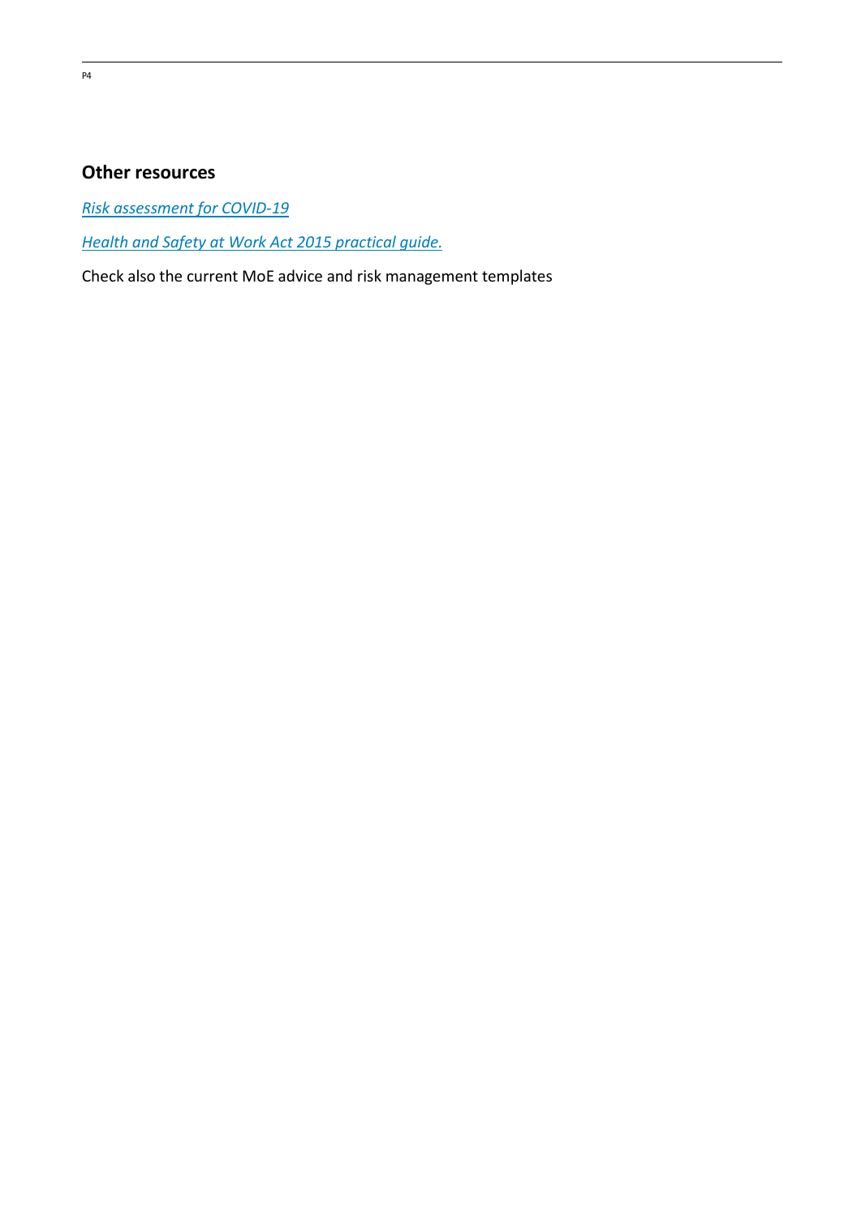## Other resources

*Risk assessment for COVID-19*

*Health and Safety at Work Act 2015 practical guide.*

Check also the current MoE advice and risk management templates